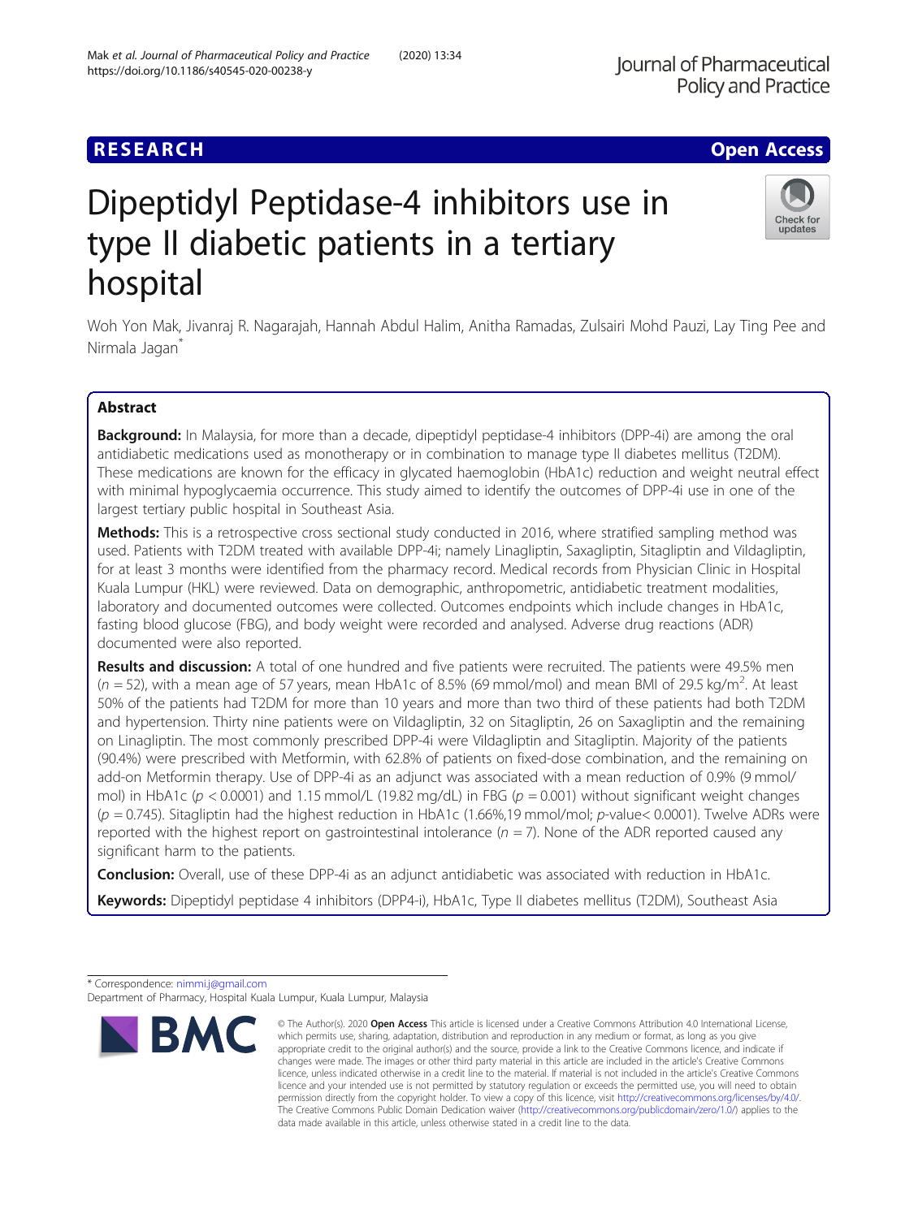RESEARCH

Open Access

# Dipeptidyl Peptidase-4 inhibitors use in type II diabetic patients in a tertiary hospital

Woh Yon Mak, Jivanraj R. Nagarajah, Hannah Abdul Halim, Anitha Ramadas, Zulsairi Mohd Pauzi, Lay Ting Pee and Nirmala Jagan*

## Abstract

**Background:** In Malaysia, for more than a decade, dipeptidyl peptidase-4 inhibitors (DPP-4i) are among the oral antidiabetic medications used as monotherapy or in combination to manage type II diabetes mellitus (T2DM). These medications are known for the efficacy in glycated haemoglobin (HbA1c) reduction and weight neutral effect with minimal hypoglycaemia occurrence. This study aimed to identify the outcomes of DPP-4i use in one of the largest tertiary public hospital in Southeast Asia.

**Methods:** This is a retrospective cross sectional study conducted in 2016, where stratified sampling method was used. Patients with T2DM treated with available DPP-4i; namely Linagliptin, Saxagliptin, Sitagliptin and Vildagliptin, for at least 3 months were identified from the pharmacy record. Medical records from Physician Clinic in Hospital Kuala Lumpur (HKL) were reviewed. Data on demographic, anthropometric, antidiabetic treatment modalities, laboratory and documented outcomes were collected. Outcomes endpoints which include changes in HbA1c, fasting blood glucose (FBG), and body weight were recorded and analysed. Adverse drug reactions (ADR) documented were also reported.

**Results and discussion:** A total of one hundred and five patients were recruited. The patients were 49.5% men ($n = 52$), with a mean age of 57 years, mean HbA1c of 8.5% (69 mmol/mol) and mean BMI of 29.5 kg/m$^2$. At least 50% of the patients had T2DM for more than 10 years and more than two third of these patients had both T2DM and hypertension. Thirty nine patients were on Vildagliptin, 32 on Sitagliptin, 26 on Saxagliptin and the remaining on Linagliptin. The most commonly prescribed DPP-4i were Vildagliptin and Sitagliptin. Majority of the patients (90.4%) were prescribed with Metformin, with 62.8% of patients on fixed-dose combination, and the remaining on add-on Metformin therapy. Use of DPP-4i as an adjunct was associated with a mean reduction of 0.9% (9 mmol/mol) in HbA1c ($p < 0.0001$) and 1.15 mmol/L (19.82 mg/dL) in FBG ($p = 0.001$) without significant weight changes ($p = 0.745$). Sitagliptin had the highest reduction in HbA1c (1.66%,19 mmol/mol; p-value< 0.0001). Twelve ADRs were reported with the highest report on gastrointestinal intolerance ($n = 7$). None of the ADR reported caused any significant harm to the patients.

**Conclusion:** Overall, use of these DPP-4i as an adjunct antidiabetic was associated with reduction in HbA1c.

**Keywords:** Dipeptidyl peptidase 4 inhibitors (DPP4-i), HbA1c, Type II diabetes mellitus (T2DM), Southeast Asia

* Correspondence: nimmi.j@gmail.com
Department of Pharmacy, Hospital Kuala Lumpur, Kuala Lumpur, Malaysia

© The Author(s). 2020 **Open Access** This article is licensed under a Creative Commons Attribution 4.0 International License, which permits use, sharing, adaptation, distribution and reproduction in any medium or format, as long as you give appropriate credit to the original author(s) and the source, provide a link to the Creative Commons licence, and indicate if changes were made. The images or other third party material in this article are included in the article's Creative Commons licence, unless indicated otherwise in a credit line to the material. If material is not included in the article's Creative Commons licence and your intended use is not permitted by statutory regulation or exceeds the permitted use, you will need to obtain permission directly from the copyright holder. To view a copy of this licence, visit http://creativecommons.org/licenses/by/4.0/. The Creative Commons Public Domain Dedication waiver (http://creativecommons.org/publicdomain/zero/1.0/) applies to the data made available in this article, unless otherwise stated in a credit line to the data.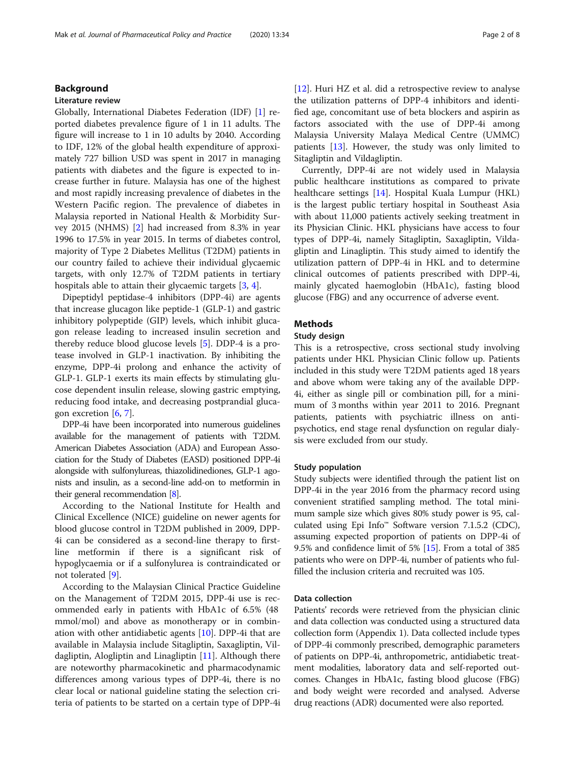## Background

### Literature review

Globally, International Diabetes Federation (IDF) [1] reported diabetes prevalence figure of 1 in 11 adults. The figure will increase to 1 in 10 adults by 2040. According to IDF, 12% of the global health expenditure of approximately 727 billion USD was spent in 2017 in managing patients with diabetes and the figure is expected to increase further in future. Malaysia has one of the highest and most rapidly increasing prevalence of diabetes in the Western Pacific region. The prevalence of diabetes in Malaysia reported in National Health & Morbidity Survey 2015 (NHMS) [2] had increased from 8.3% in year 1996 to 17.5% in year 2015. In terms of diabetes control, majority of Type 2 Diabetes Mellitus (T2DM) patients in our country failed to achieve their individual glycaemic targets, with only 12.7% of T2DM patients in tertiary hospitals able to attain their glycaemic targets [3, 4].

Dipeptidyl peptidase-4 inhibitors (DPP-4i) are agents that increase glucagon like peptide-1 (GLP-1) and gastric inhibitory polypeptide (GIP) levels, which inhibit glucagon release leading to increased insulin secretion and thereby reduce blood glucose levels [5]. DDP-4 is a protease involved in GLP-1 inactivation. By inhibiting the enzyme, DPP-4i prolong and enhance the activity of GLP-1. GLP-1 exerts its main effects by stimulating glucose dependent insulin release, slowing gastric emptying, reducing food intake, and decreasing postprandial glucagon excretion [6, 7].

DPP-4i have been incorporated into numerous guidelines available for the management of patients with T2DM. American Diabetes Association (ADA) and European Association for the Study of Diabetes (EASD) positioned DPP-4i alongside with sulfonylureas, thiazolidinediones, GLP-1 agonists and insulin, as a second-line add-on to metformin in their general recommendation [8].

According to the National Institute for Health and Clinical Excellence (NICE) guideline on newer agents for blood glucose control in T2DM published in 2009, DPP-4i can be considered as a second-line therapy to first-line metformin if there is a significant risk of hypoglycaemia or if a sulfonylurea is contraindicated or not tolerated [9].

According to the Malaysian Clinical Practice Guideline on the Management of T2DM 2015, DPP-4i use is recommended early in patients with HbA1c of 6.5% (48 mmol/mol) and above as monotherapy or in combination with other antidiabetic agents [10]. DPP-4i that are available in Malaysia include Sitagliptin, Saxagliptin, Vildagliptin, Alogliptin and Linagliptin [11]. Although there are noteworthy pharmacokinetic and pharmacodynamic differences among various types of DPP-4i, there is no clear local or national guideline stating the selection criteria of patients to be started on a certain type of DPP-4i [12]. Huri HZ et al. did a retrospective review to analyse the utilization patterns of DPP-4 inhibitors and identified age, concomitant use of beta blockers and aspirin as factors associated with the use of DPP-4i among Malaysia University Malaya Medical Centre (UMMC) patients [13]. However, the study was only limited to Sitagliptin and Vildagliptin.

Currently, DPP-4i are not widely used in Malaysia public healthcare institutions as compared to private healthcare settings [14]. Hospital Kuala Lumpur (HKL) is the largest public tertiary hospital in Southeast Asia with about 11,000 patients actively seeking treatment in its Physician Clinic. HKL physicians have access to four types of DPP-4i, namely Sitagliptin, Saxagliptin, Vildagliptin and Linagliptin. This study aimed to identify the utilization pattern of DPP-4i in HKL and to determine clinical outcomes of patients prescribed with DPP-4i, mainly glycated haemoglobin (HbA1c), fasting blood glucose (FBG) and any occurrence of adverse event.

## Methods

### Study design

This is a retrospective, cross sectional study involving patients under HKL Physician Clinic follow up. Patients included in this study were T2DM patients aged 18 years and above whom were taking any of the available DPP-4i, either as single pill or combination pill, for a minimum of 3 months within year 2011 to 2016. Pregnant patients, patients with psychiatric illness on anti-psychotics, end stage renal dysfunction on regular dialysis were excluded from our study.

### Study population

Study subjects were identified through the patient list on DPP-4i in the year 2016 from the pharmacy record using convenient stratified sampling method. The total minimum sample size which gives 80% study power is 95, calculated using Epi Info™ Software version 7.1.5.2 (CDC), assuming expected proportion of patients on DPP-4i of 9.5% and confidence limit of 5% [15]. From a total of 385 patients who were on DPP-4i, number of patients who fulfilled the inclusion criteria and recruited was 105.

### Data collection

Patients' records were retrieved from the physician clinic and data collection was conducted using a structured data collection form (Appendix 1). Data collected include types of DPP-4i commonly prescribed, demographic parameters of patients on DPP-4i, anthropometric, antidiabetic treatment modalities, laboratory data and self-reported outcomes. Changes in HbA1c, fasting blood glucose (FBG) and body weight were recorded and analysed. Adverse drug reactions (ADR) documented were also reported.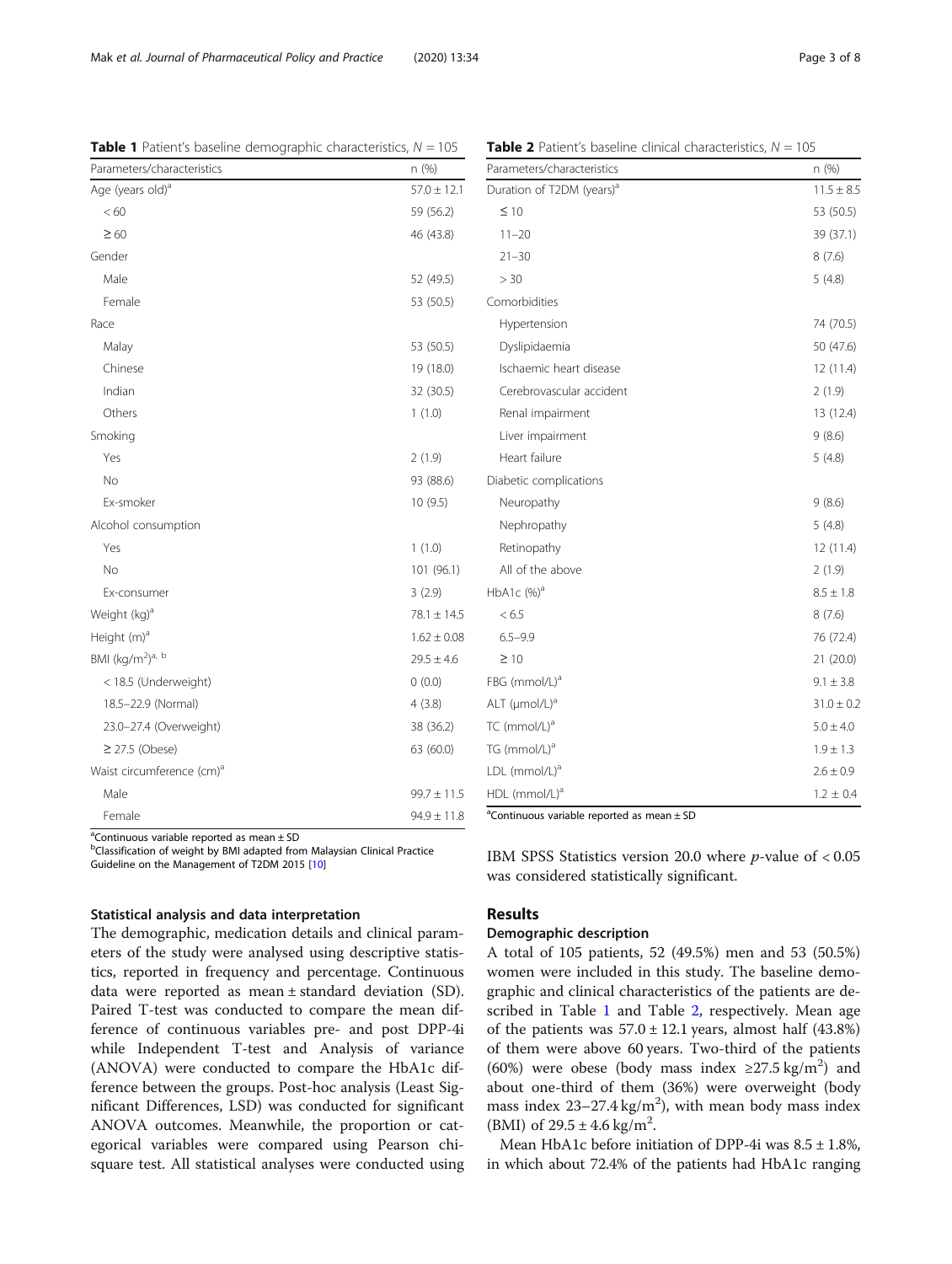**Table 1** Patient's baseline demographic characteristics, $N = 105$

| Parameters/characteristics | n (%) |
|---|---|
| Age (years old)[a] | 57.0 ± 12.1 |
| < 60 | 59 (56.2) |
| ≥ 60 | 46 (43.8) |
| Gender | |
| Male | 52 (49.5) |
| Female | 53 (50.5) |
| Race | |
| Malay | 53 (50.5) |
| Chinese | 19 (18.0) |
| Indian | 32 (30.5) |
| Others | 1 (1.0) |
| Smoking | |
| Yes | 2 (1.9) |
| No | 93 (88.6) |
| Ex-smoker | 10 (9.5) |
| Alcohol consumption | |
| Yes | 1 (1.0) |
| No | 101 (96.1) |
| Ex-consumer | 3 (2.9) |
| Weight (kg)[a] | 78.1 ± 14.5 |
| Height (m)[a] | 1.62 ± 0.08 |
| BMI ($kg/m^2$)[a, b] | 29.5 ± 4.6 |
| < 18.5 (Underweight) | 0 (0.0) |
| 18.5–22.9 (Normal) | 4 (3.8) |
| 23.0–27.4 (Overweight) | 38 (36.2) |
| ≥ 27.5 (Obese) | 63 (60.0) |
| Waist circumference (cm)[a] | |
| Male | 99.7 ± 11.5 |
| Female | 94.9 ± 11.8 |

[a]Continuous variable reported as mean ± SD
[b]Classification of weight by BMI adapted from Malaysian Clinical Practice Guideline on the Management of T2DM 2015 [10]

**Table 2** Patient's baseline clinical characteristics, $N = 105$

| Parameters/characteristics | n (%) |
|---|---|
| Duration of T2DM (years)[a] | 11.5 ± 8.5 |
| ≤ 10 | 53 (50.5) |
| 11–20 | 39 (37.1) |
| 21–30 | 8 (7.6) |
| > 30 | 5 (4.8) |
| Comorbidities | |
| Hypertension | 74 (70.5) |
| Dyslipidaemia | 50 (47.6) |
| Ischaemic heart disease | 12 (11.4) |
| Cerebrovascular accident | 2 (1.9) |
| Renal impairment | 13 (12.4) |
| Liver impairment | 9 (8.6) |
| Heart failure | 5 (4.8) |
| Diabetic complications | |
| Neuropathy | 9 (8.6) |
| Nephropathy | 5 (4.8) |
| Retinopathy | 12 (11.4) |
| All of the above | 2 (1.9) |
| HbA1c (%)[a] | 8.5 ± 1.8 |
| < 6.5 | 8 (7.6) |
| 6.5–9.9 | 76 (72.4) |
| ≥ 10 | 21 (20.0) |
| FBG (mmol/L)[a] | 9.1 ± 3.8 |
| ALT (μmol/L)[a] | 31.0 ± 0.2 |
| TC (mmol/L)[a] | 5.0 ± 4.0 |
| TG (mmol/L)[a] | 1.9 ± 1.3 |
| LDL (mmol/L)[a] | 2.6 ± 0.9 |
| HDL (mmol/L)[a] | 1.2 ± 0.4 |

[a]Continuous variable reported as mean ± SD

### Statistical analysis and data interpretation

The demographic, medication details and clinical parameters of the study were analysed using descriptive statistics, reported in frequency and percentage. Continuous data were reported as mean ± standard deviation (SD). Paired T-test was conducted to compare the mean difference of continuous variables pre- and post DPP-4i while Independent T-test and Analysis of variance (ANOVA) were conducted to compare the HbA1c difference between the groups. Post-hoc analysis (Least Significant Differences, LSD) was conducted for significant ANOVA outcomes. Meanwhile, the proportion or categorical variables were compared using Pearson chi-square test. All statistical analyses were conducted using IBM SPSS Statistics version 20.0 where $p$-value of $< 0.05$ was considered statistically significant.

## Results

### Demographic description

A total of 105 patients, 52 (49.5%) men and 53 (50.5%) women were included in this study. The baseline demographic and clinical characteristics of the patients are described in Table 1 and Table 2, respectively. Mean age of the patients was 57.0 ± 12.1 years, almost half (43.8%) of them were above 60 years. Two-third of the patients (60%) were obese (body mass index ≥27.5 $kg/m^2$) and about one-third of them (36%) were overweight (body mass index 23–27.4 $kg/m^2$), with mean body mass index (BMI) of 29.5 ± 4.6 $kg/m^2$.

Mean HbA1c before initiation of DPP-4i was 8.5 ± 1.8%, in which about 72.4% of the patients had HbA1c ranging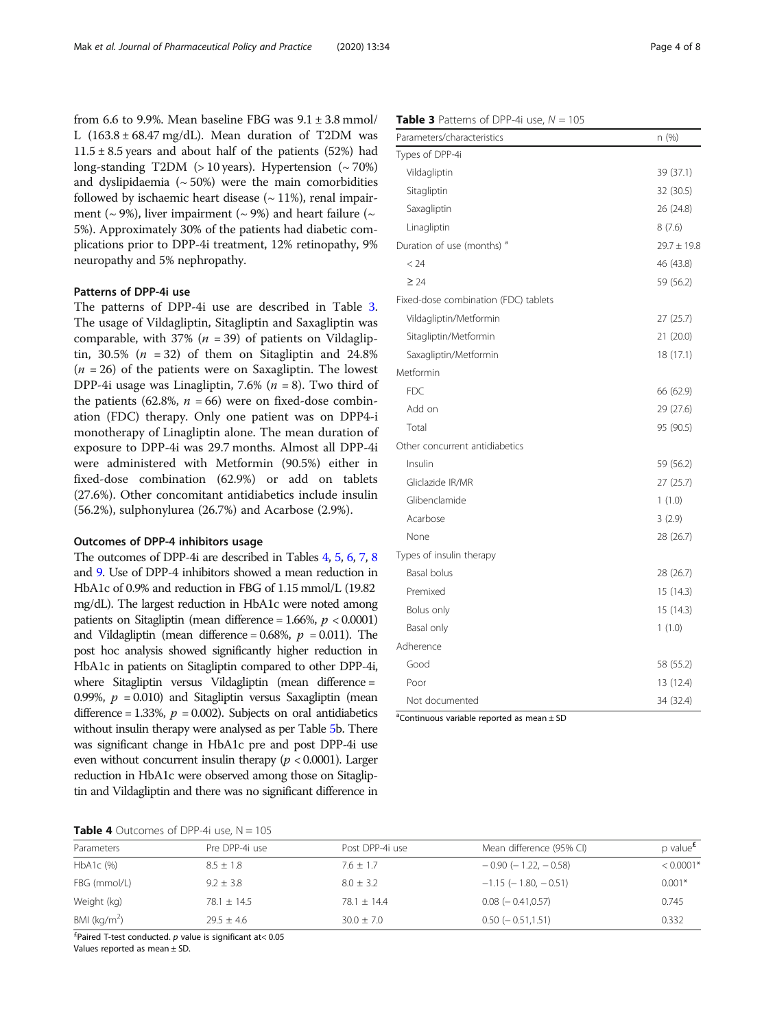from 6.6 to 9.9%. Mean baseline FBG was 9.1 ± 3.8 mmol/L (163.8 ± 68.47 mg/dL). Mean duration of T2DM was 11.5 ± 8.5 years and about half of the patients (52%) had long-standing T2DM (> 10 years). Hypertension (~ 70%) and dyslipidaemia (~ 50%) were the main comorbidities followed by ischaemic heart disease (~ 11%), renal impairment (~ 9%), liver impairment (~ 9%) and heart failure (~ 5%). Approximately 30% of the patients had diabetic complications prior to DPP-4i treatment, 12% retinopathy, 9% neuropathy and 5% nephropathy.

### Patterns of DPP-4i use

The patterns of DPP-4i use are described in Table 3. The usage of Vildagliptin, Sitagliptin and Saxagliptin was comparable, with 37% ($n = 39$) of patients on Vildagliptin, 30.5% ($n = 32$) of them on Sitagliptin and 24.8% ($n = 26$) of the patients were on Saxagliptin. The lowest DPP-4i usage was Linagliptin, 7.6% ($n = 8$). Two third of the patients (62.8%, $n = 66$) were on fixed-dose combination (FDC) therapy. Only one patient was on DPP4-i monotherapy of Linagliptin alone. The mean duration of exposure to DPP-4i was 29.7 months. Almost all DPP-4i were administered with Metformin (90.5%) either in fixed-dose combination (62.9%) or add on tablets (27.6%). Other concomitant antidiabetics include insulin (56.2%), sulphonylurea (26.7%) and Acarbose (2.9%).

### Outcomes of DPP-4 inhibitors usage

The outcomes of DPP-4i are described in Tables 4, 5, 6, 7, 8 and 9. Use of DPP-4 inhibitors showed a mean reduction in HbA1c of 0.9% and reduction in FBG of 1.15 mmol/L (19.82 mg/dL). The largest reduction in HbA1c were noted among patients on Sitagliptin (mean difference = 1.66%, $p < 0.0001$) and Vildagliptin (mean difference = 0.68%, $p = 0.011$). The post hoc analysis showed significantly higher reduction in HbA1c in patients on Sitagliptin compared to other DPP-4i, where Sitagliptin versus Vildagliptin (mean difference = 0.99%, $p = 0.010$) and Sitagliptin versus Saxagliptin (mean difference = 1.33%, $p = 0.002$). Subjects on oral antidiabetics without insulin therapy were analysed as per Table 5b. There was significant change in HbA1c pre and post DPP-4i use even without concurrent insulin therapy ($p < 0.0001$). Larger reduction in HbA1c were observed among those on Sitagliptin and Vildagliptin and there was no significant difference in

**Table 3** Patterns of DPP-4i use, $N = 105$

| Parameters/characteristics | n (%) |
|---|---|
| Types of DPP-4i | |
| Vildagliptin | 39 (37.1) |
| Sitagliptin | 32 (30.5) |
| Saxagliptin | 26 (24.8) |
| Linagliptin | 8 (7.6) |
| Duration of use (months) [a] | 29.7 ± 19.8 |
| < 24 | 46 (43.8) |
| ≥ 24 | 59 (56.2) |
| Fixed-dose combination (FDC) tablets | |
| Vildagliptin/Metformin | 27 (25.7) |
| Sitagliptin/Metformin | 21 (20.0) |
| Saxagliptin/Metformin | 18 (17.1) |
| Metformin | |
| FDC | 66 (62.9) |
| Add on | 29 (27.6) |
| Total | 95 (90.5) |
| Other concurrent antidiabetics | |
| Insulin | 59 (56.2) |
| Gliclazide IR/MR | 27 (25.7) |
| Glibenclamide | 1 (1.0) |
| Acarbose | 3 (2.9) |
| None | 28 (26.7) |
| Types of insulin therapy | |
| Basal bolus | 28 (26.7) |
| Premixed | 15 (14.3) |
| Bolus only | 15 (14.3) |
| Basal only | 1 (1.0) |
| Adherence | |
| Good | 58 (55.2) |
| Poor | 13 (12.4) |
| Not documented | 34 (32.4) |

[a]Continuous variable reported as mean ± SD

**Table 4** Outcomes of DPP-4i use, N = 105

| Parameters | Pre DPP-4i use | Post DPP-4i use | Mean difference (95% CI) | p value[£] |
|---|---|---|---|---|
| HbA1c (%) | 8.5 ± 1.8 | 7.6 ± 1.7 | − 0.90 (− 1.22, − 0.58) | < 0.0001* |
| FBG (mmol/L) | 9.2 ± 3.8 | 8.0 ± 3.2 | −1.15 (− 1.80, − 0.51) | 0.001* |
| Weight (kg) | 78.1 ± 14.5 | 78.1 ± 14.4 | 0.08 (− 0.41,0.57) | 0.745 |
| BMI (kg/m$^2$) | 29.5 ± 4.6 | 30.0 ± 7.0 | 0.50 (− 0.51,1.51) | 0.332 |

[£]Paired T-test conducted. $p$ value is significant at< 0.05
Values reported as mean ± SD.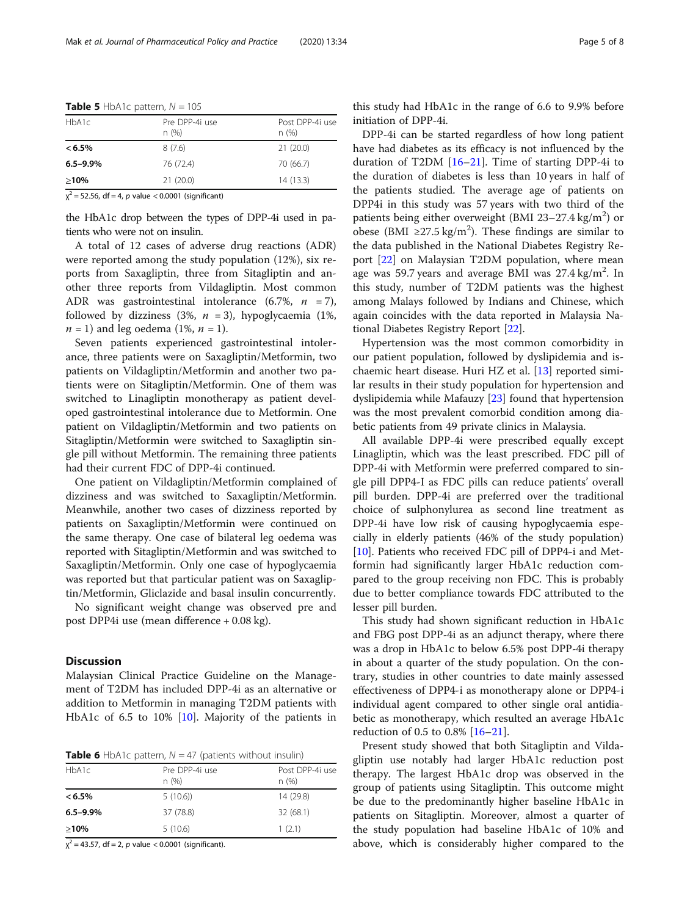**Table 5** HbA1c pattern, $N = 105$

| HbA1c | Pre DPP-4i use n (%) | Post DPP-4i use n (%) |
|---|---|---|
| **< 6.5%** | 8 (7.6) | 21 (20.0) |
| **6.5–9.9%** | 76 (72.4) | 70 (66.7) |
| **≥10%** | 21 (20.0) | 14 (13.3) |

$\chi^2 = 52.56$, df = 4, *p* value < 0.0001 (significant)

the HbA1c drop between the types of DPP-4i used in patients who were not on insulin.

A total of 12 cases of adverse drug reactions (ADR) were reported among the study population (12%), six reports from Saxagliptin, three from Sitagliptin and another three reports from Vildagliptin. Most common ADR was gastrointestinal intolerance (6.7%, $n = 7$), followed by dizziness (3%, $n = 3$), hypoglycaemia (1%, $n = 1$) and leg oedema (1%, $n = 1$).

Seven patients experienced gastrointestinal intolerance, three patients were on Saxagliptin/Metformin, two patients on Vildagliptin/Metformin and another two patients were on Sitagliptin/Metformin. One of them was switched to Linagliptin monotherapy as patient developed gastrointestinal intolerance due to Metformin. One patient on Vildagliptin/Metformin and two patients on Sitagliptin/Metformin were switched to Saxagliptin single pill without Metformin. The remaining three patients had their current FDC of DPP-4i continued.

One patient on Vildagliptin/Metformin complained of dizziness and was switched to Saxagliptin/Metformin. Meanwhile, another two cases of dizziness reported by patients on Saxagliptin/Metformin were continued on the same therapy. One case of bilateral leg oedema was reported with Sitagliptin/Metformin and was switched to Saxagliptin/Metformin. Only one case of hypoglycaemia was reported but that particular patient was on Saxagliptin/Metformin, Gliclazide and basal insulin concurrently.

No significant weight change was observed pre and post DPP4i use (mean difference + 0.08 kg).

## Discussion

Malaysian Clinical Practice Guideline on the Management of T2DM has included DPP-4i as an alternative or addition to Metformin in managing T2DM patients with HbA1c of 6.5 to 10% [10]. Majority of the patients in this study had HbA1c in the range of 6.6 to 9.9% before initiation of DPP-4i.

**Table 6** HbA1c pattern, $N = 47$ (patients without insulin)

| HbA1c | Pre DPP-4i use n (%) | Post DPP-4i use n (%) |
|---|---|---|
| **< 6.5%** | 5 (10.6)) | 14 (29.8) |
| **6.5–9.9%** | 37 (78.8) | 32 (68.1) |
| **≥10%** | 5 (10.6) | 1 (2.1) |

$\chi^2 = 43.57$, df = 2, *p* value < 0.0001 (significant).

DPP-4i can be started regardless of how long patient have had diabetes as its efficacy is not influenced by the duration of T2DM [16–21]. Time of starting DPP-4i to the duration of diabetes is less than 10 years in half of the patients studied. The average age of patients on DPP4i in this study was 57 years with two third of the patients being either overweight (BMI 23–27.4 kg/m$^2$) or obese (BMI ≥27.5 kg/m$^2$). These findings are similar to the data published in the National Diabetes Registry Report [22] on Malaysian T2DM population, where mean age was 59.7 years and average BMI was 27.4 kg/m$^2$. In this study, number of T2DM patients was the highest among Malays followed by Indians and Chinese, which again coincides with the data reported in Malaysia National Diabetes Registry Report [22].

Hypertension was the most common comorbidity in our patient population, followed by dyslipidemia and ischaemic heart disease. Huri HZ et al. [13] reported similar results in their study population for hypertension and dyslipidemia while Mafauzy [23] found that hypertension was the most prevalent comorbid condition among diabetic patients from 49 private clinics in Malaysia.

All available DPP-4i were prescribed equally except Linagliptin, which was the least prescribed. FDC pill of DPP-4i with Metformin were preferred compared to single pill DPP4-I as FDC pills can reduce patients' overall pill burden. DPP-4i are preferred over the traditional choice of sulphonylurea as second line treatment as DPP-4i have low risk of causing hypoglycaemia especially in elderly patients (46% of the study population) [10]. Patients who received FDC pill of DPP4-i and Metformin had significantly larger HbA1c reduction compared to the group receiving non FDC. This is probably due to better compliance towards FDC attributed to the lesser pill burden.

This study had shown significant reduction in HbA1c and FBG post DPP-4i as an adjunct therapy, where there was a drop in HbA1c to below 6.5% post DPP-4i therapy in about a quarter of the study population. On the contrary, studies in other countries to date mainly assessed effectiveness of DPP4-i as monotherapy alone or DPP4-i individual agent compared to other single oral antidiabetic as monotherapy, which resulted an average HbA1c reduction of 0.5 to 0.8% [16–21].

Present study showed that both Sitagliptin and Vildagliptin use notably had larger HbA1c reduction post therapy. The largest HbA1c drop was observed in the group of patients using Sitagliptin. This outcome might be due to the predominantly higher baseline HbA1c in patients on Sitagliptin. Moreover, almost a quarter of the study population had baseline HbA1c of 10% and above, which is considerably higher compared to the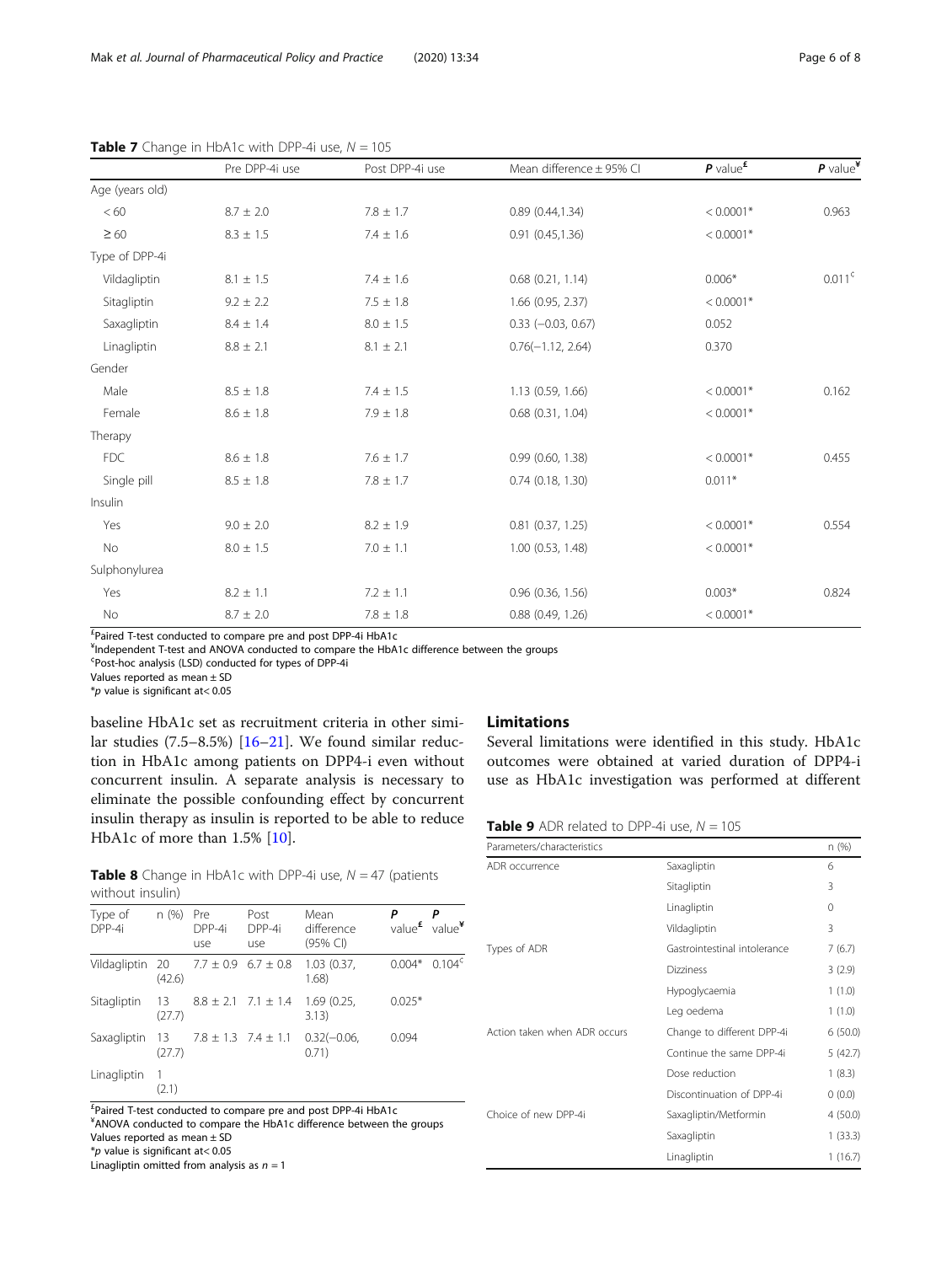**Table 7** Change in HbA1c with DPP-4i use, $N = 105$

| | Pre DPP-4i use | Post DPP-4i use | Mean difference ± 95% CI | P value[£] | P value[¥] |
|---|---|---|---|---|---|
| Age (years old) | | | | | |
| < 60 | 8.7 ± 2.0 | 7.8 ± 1.7 | 0.89 (0.44,1.34) | < 0.0001* | 0.963 |
| ≥ 60 | 8.3 ± 1.5 | 7.4 ± 1.6 | 0.91 (0.45,1.36) | < 0.0001* | |
| Type of DPP-4i | | | | | |
| Vildagliptin | 8.1 ± 1.5 | 7.4 ± 1.6 | 0.68 (0.21, 1.14) | 0.006* | 0.011[¢] |
| Sitagliptin | 9.2 ± 2.2 | 7.5 ± 1.8 | 1.66 (0.95, 2.37) | < 0.0001* | |
| Saxagliptin | 8.4 ± 1.4 | 8.0 ± 1.5 | 0.33 (−0.03, 0.67) | 0.052 | |
| Linagliptin | 8.8 ± 2.1 | 8.1 ± 2.1 | 0.76(−1.12, 2.64) | 0.370 | |
| Gender | | | | | |
| Male | 8.5 ± 1.8 | 7.4 ± 1.5 | 1.13 (0.59, 1.66) | < 0.0001* | 0.162 |
| Female | 8.6 ± 1.8 | 7.9 ± 1.8 | 0.68 (0.31, 1.04) | < 0.0001* | |
| Therapy | | | | | |
| FDC | 8.6 ± 1.8 | 7.6 ± 1.7 | 0.99 (0.60, 1.38) | < 0.0001* | 0.455 |
| Single pill | 8.5 ± 1.8 | 7.8 ± 1.7 | 0.74 (0.18, 1.30) | 0.011* | |
| Insulin | | | | | |
| Yes | 9.0 ± 2.0 | 8.2 ± 1.9 | 0.81 (0.37, 1.25) | < 0.0001* | 0.554 |
| No | 8.0 ± 1.5 | 7.0 ± 1.1 | 1.00 (0.53, 1.48) | < 0.0001* | |
| Sulphonylurea | | | | | |
| Yes | 8.2 ± 1.1 | 7.2 ± 1.1 | 0.96 (0.36, 1.56) | 0.003* | 0.824 |
| No | 8.7 ± 2.0 | 7.8 ± 1.8 | 0.88 (0.49, 1.26) | < 0.0001* | |

[£]Paired T-test conducted to compare pre and post DPP-4i HbA1c
[¥]Independent T-test and ANOVA conducted to compare the HbA1c difference between the groups
[¢]Post-hoc analysis (LSD) conducted for types of DPP-4i
Values reported as mean ± SD
*p value is significant at< 0.05

baseline HbA1c set as recruitment criteria in other similar studies (7.5–8.5%) [16–21]. We found similar reduction in HbA1c among patients on DPP4-i even without concurrent insulin. A separate analysis is necessary to eliminate the possible confounding effect by concurrent insulin therapy as insulin is reported to be able to reduce HbA1c of more than 1.5% [10].

**Table 8** Change in HbA1c with DPP-4i use, $N = 47$ (patients without insulin)

| Type of DPP-4i | n (%) | Pre DPP-4i use | Post DPP-4i use | Mean difference (95% CI) | P value[£] | P value[¥] |
|---|---|---|---|---|---|---|
| Vildagliptin | 20 (42.6) | 7.7 ± 0.9 | 6.7 ± 0.8 | 1.03 (0.37, 1.68) | 0.004* | 0.104[¢] |
| Sitagliptin | 13 (27.7) | 8.8 ± 2.1 | 7.1 ± 1.4 | 1.69 (0.25, 3.13) | 0.025* | |
| Saxagliptin | 13 (27.7) | 7.8 ± 1.3 | 7.4 ± 1.1 | 0.32(−0.06, 0.71) | 0.094 | |
| Linagliptin | 1 (2.1) | | | | | |

[£]Paired T-test conducted to compare pre and post DPP-4i HbA1c
[¥]ANOVA conducted to compare the HbA1c difference between the groups
Values reported as mean ± SD
*p value is significant at< 0.05
Linagliptin omitted from analysis as $n = 1$

## Limitations

Several limitations were identified in this study. HbA1c outcomes were obtained at varied duration of DPP4-i use as HbA1c investigation was performed at different

**Table 9** ADR related to DPP-4i use, $N = 105$

| Parameters/characteristics | | n (%) |
|---|---|---|
| ADR occurrence | Saxagliptin | 6 |
| | Sitagliptin | 3 |
| | Linagliptin | 0 |
| | Vildagliptin | 3 |
| Types of ADR | Gastrointestinal intolerance | 7 (6.7) |
| | Dizziness | 3 (2.9) |
| | Hypoglycaemia | 1 (1.0) |
| | Leg oedema | 1 (1.0) |
| Action taken when ADR occurs | Change to different DPP-4i | 6 (50.0) |
| | Continue the same DPP-4i | 5 (42.7) |
| | Dose reduction | 1 (8.3) |
| | Discontinuation of DPP-4i | 0 (0.0) |
| Choice of new DPP-4i | Saxagliptin/Metformin | 4 (50.0) |
| | Saxagliptin | 1 (33.3) |
| | Linagliptin | 1 (16.7) |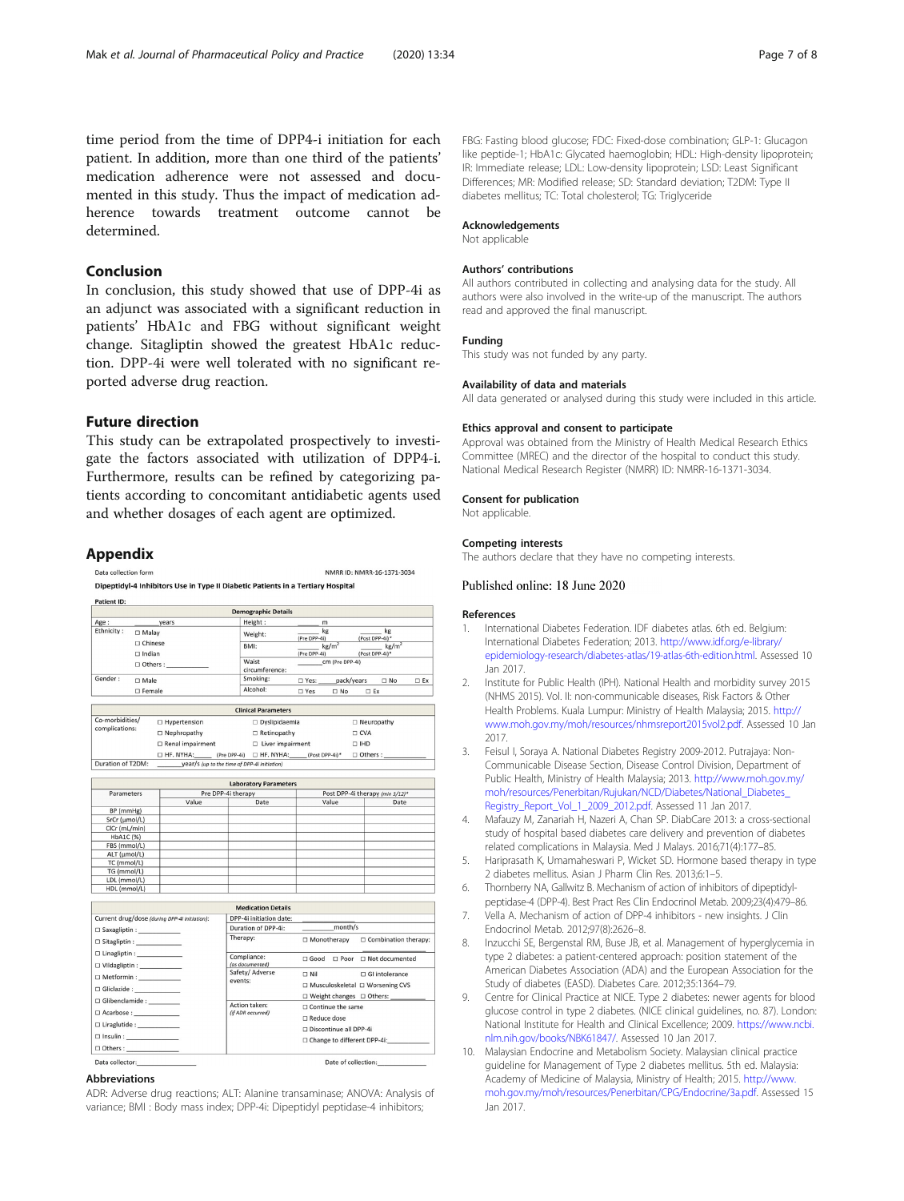time period from the time of DPP4-i initiation for each patient. In addition, more than one third of the patients' medication adherence were not assessed and documented in this study. Thus the impact of medication adherence towards treatment outcome cannot be determined.

## Conclusion

In conclusion, this study showed that use of DPP-4i as an adjunct was associated with a significant reduction in patients' HbA1c and FBG without significant weight change. Sitagliptin showed the greatest HbA1c reduction. DPP-4i were well tolerated with no significant reported adverse drug reaction.

## Future direction

This study can be extrapolated prospectively to investigate the factors associated with utilization of DPP4-i. Furthermore, results can be refined by categorizing patients according to concomitant antidiabetic agents used and whether dosages of each agent are optimized.

## Appendix

Data collection form　　　　　NMRR ID: NMRR-16-1371-3034

**Dipeptidyl-4 Inhibitors Use in Type II Diabetic Patients in a Tertiary Hospital**

**Patient ID:**

| Demographic Details | | | |
|---|---|---|---|
| Age : | _____ years | Height : | _____ m |
| Ethnicity : | ☐ Malay<br>☐ Chinese<br>☐ Indian<br>☐ Others : _________ | Weight: | _____ kg (Pre DPP-4i)　_____ kg (Post DPP-4i)* |
| | | BMI: | _____ kg/m² (Pre DPP-4i)　_____ kg/m² (Post DPP-4i)* |
| | | Waist circumference: | _____ cm (Pre DPP-4i) |
| Gender : | ☐ Male<br>☐ Female | Smoking: | ☐ Yes: _____ pack/years　☐ No　☐ Ex |
| | | Alcohol: | ☐ Yes　☐ No　☐ Ex |

| Clinical Parameters | | | |
|---|---|---|---|
| Co-morbidities/ complications: | ☐ Hypertension | ☐ Dyslipidaemia | ☐ Neuropathy |
| | ☐ Nephropathy | ☐ Retinopathy | ☐ CVA |
| | ☐ Renal impairment | ☐ Liver impairment | ☐ IHD |
| | ☐ HF. NYHA: _____ (Pre DPP-4i) | ☐ HF. NYHA: _____ (Post DPP-4i)* | ☐ Others : _____ |
| Duration of T2DM: | _____ year/s (up to the time of DPP-4i initiation) | | |

| Laboratory Parameters | | | | |
|---|---|---|---|---|
| Parameters | Pre DPP-4i therapy | | Post DPP-4i therapy (min 3/12)* | |
| | Value | Date | Value | Date |
| BP (mmHg) | | | | |
| SrCr (μmol/L) | | | | |
| ClCr (mL/min) | | | | |
| HbA1C (%) | | | | |
| FBS (mmol/L) | | | | |
| ALT (μmol/L) | | | | |
| TC (mmol/L) | | | | |
| TG (mmol/L) | | | | |
| LDL (mmol/L) | | | | |
| HDL (mmol/L) | | | | |

| Medication Details | | |
|---|---|---|
| Current drug/dose (during DPP-4i initiation): | DPP-4i initiation date: | |
| ☐ Saxagliptin : _________ | Duration of DPP-4i: | _____ month/s |
| ☐ Sitagliptin : _________ | Therapy: | ☐ Monotherapy　☐ Combination therapy: |
| ☐ Linagliptin : _________ | | |
| ☐ Vildagliptin : _________ | Compliance: (as documented) | ☐ Good　☐ Poor　☐ Not documented |
| ☐ Metformin : _________ | Safety/ Adverse events: | ☐ Nil　☐ GI intolerance |
| ☐ Gliclazide : _________ | | ☐ Musculoskeletal　☐ Worsening CVS |
| ☐ Glibenclamide : _________ | | ☐ Weight changes　☐ Others: _________ |
| ☐ Acarbose : _________ | Action taken: (if ADR occurred) | ☐ Continue the same |
| ☐ Liraglutide : _________ | | ☐ Reduce dose |
| ☐ Insulin : _________ | | ☐ Discontinue all DPP-4i |
| ☐ Others : _________ | | ☐ Change to different DPP-4i: _________ |

Data collector: _____________　　　　Date of collection: _____________

## Abbreviations

ADR: Adverse drug reactions; ALT: Alanine transaminase; ANOVA: Analysis of variance; BMI : Body mass index; DPP-4i: Dipeptidyl peptidase-4 inhibitors; FBG: Fasting blood glucose; FDC: Fixed-dose combination; GLP-1: Glucagon like peptide-1; HbA1c: Glycated haemoglobin; HDL: High-density lipoprotein; IR: Immediate release; LDL: Low-density lipoprotein; LSD: Least Significant Differences; MR: Modified release; SD: Standard deviation; T2DM: Type II diabetes mellitus; TC: Total cholesterol; TG: Triglyceride

## Acknowledgements

Not applicable

## Authors' contributions

All authors contributed in collecting and analysing data for the study. All authors were also involved in the write-up of the manuscript. The authors read and approved the final manuscript.

## Funding

This study was not funded by any party.

## Availability of data and materials

All data generated or analysed during this study were included in this article.

## Ethics approval and consent to participate

Approval was obtained from the Ministry of Health Medical Research Ethics Committee (MREC) and the director of the hospital to conduct this study. National Medical Research Register (NMRR) ID: NMRR-16-1371-3034.

## Consent for publication

Not applicable.

## Competing interests

The authors declare that they have no competing interests.

Published online: 18 June 2020

## References

1. International Diabetes Federation. IDF diabetes atlas. 6th ed. Belgium: International Diabetes Federation; 2013. http://www.idf.org/e-library/epidemiology-research/diabetes-atlas/19-atlas-6th-edition.html. Assessed 10 Jan 2017.
2. Institute for Public Health (IPH). National Health and morbidity survey 2015 (NHMS 2015). Vol. II: non-communicable diseases, Risk Factors & Other Health Problems. Kuala Lumpur: Ministry of Health Malaysia; 2015. http://www.moh.gov.my/moh/resources/nhmsreport2015vol2.pdf. Assessed 10 Jan 2017.
3. Feisul I, Soraya A. National Diabetes Registry 2009-2012. Putrajaya: Non-Communicable Disease Section, Disease Control Division, Department of Public Health, Ministry of Health Malaysia; 2013. http://www.moh.gov.my/moh/resources/Penerbitan/Rujukan/NCD/Diabetes/National_Diabetes_Registry_Report_Vol_1_2009_2012.pdf. Assessed 11 Jan 2017.
4. Mafauzy M, Zanariah H, Nazeri A, Chan SP. DiabCare 2013: a cross-sectional study of hospital based diabetes care delivery and prevention of diabetes related complications in Malaysia. Med J Malays. 2016;71(4):177–85.
5. Hariprasath K, Umamaheswari P, Wicket SD. Hormone based therapy in type 2 diabetes mellitus. Asian J Pharm Clin Res. 2013;6:1–5.
6. Thornberry NA, Gallwitz B. Mechanism of action of inhibitors of dipeptidyl-peptidase-4 (DPP-4). Best Pract Res Clin Endocrinol Metab. 2009;23(4):479–86.
7. Vella A. Mechanism of action of DPP-4 inhibitors - new insights. J Clin Endocrinol Metab. 2012;97(8):2626–8.
8. Inzucchi SE, Bergenstal RM, Buse JB, et al. Management of hyperglycemia in type 2 diabetes: a patient-centered approach: position statement of the American Diabetes Association (ADA) and the European Association for the Study of diabetes (EASD). Diabetes Care. 2012;35:1364–79.
9. Centre for Clinical Practice at NICE. Type 2 diabetes: newer agents for blood glucose control in type 2 diabetes. (NICE clinical guidelines, no. 87). London: National Institute for Health and Clinical Excellence; 2009. https://www.ncbi.nlm.nih.gov/books/NBK61847/. Assessed 10 Jan 2017.
10. Malaysian Endocrine and Metabolism Society. Malaysian clinical practice guideline for Management of Type 2 diabetes mellitus. 5th ed. Malaysia: Academy of Medicine of Malaysia, Ministry of Health; 2015. http://www.moh.gov.my/moh/resources/Penerbitan/CPG/Endocrine/3a.pdf. Assessed 15 Jan 2017.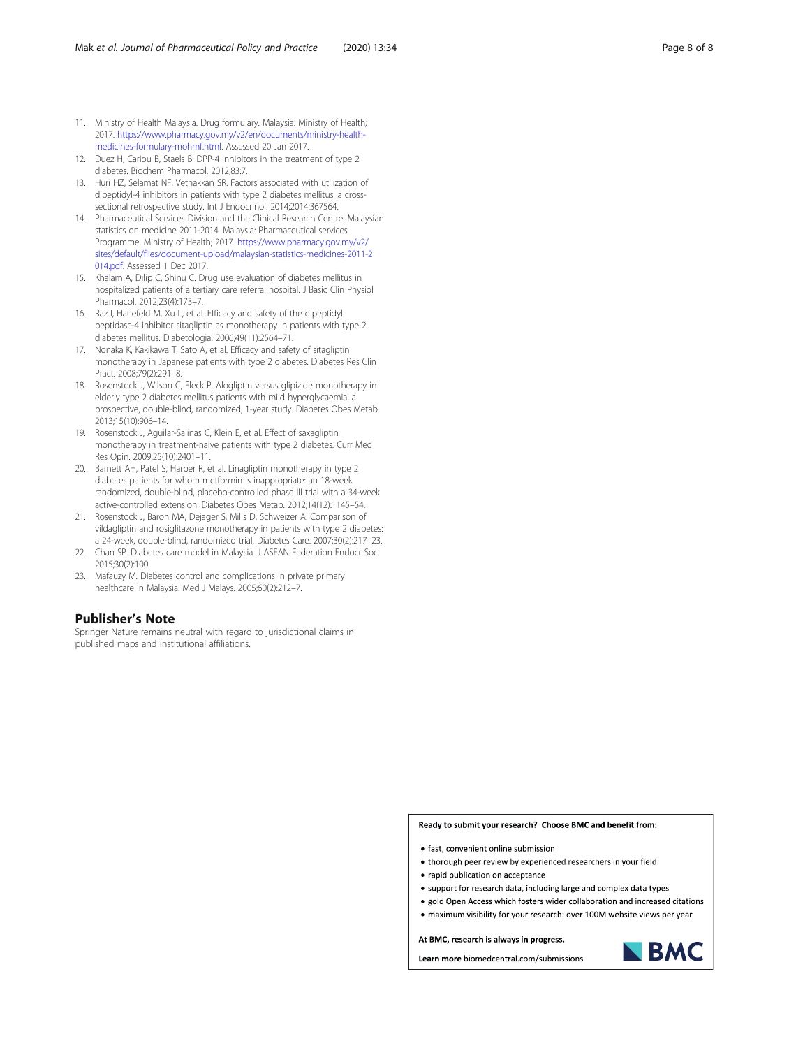11. Ministry of Health Malaysia. Drug formulary. Malaysia: Ministry of Health; 2017. https://www.pharmacy.gov.my/v2/en/documents/ministry-health-medicines-formulary-mohmf.html. Assessed 20 Jan 2017.
12. Duez H, Cariou B, Staels B. DPP-4 inhibitors in the treatment of type 2 diabetes. Biochem Pharmacol. 2012;83:7.
13. Huri HZ, Selamat NF, Vethakkan SR. Factors associated with utilization of dipeptidyl-4 inhibitors in patients with type 2 diabetes mellitus: a cross-sectional retrospective study. Int J Endocrinol. 2014;2014:367564.
14. Pharmaceutical Services Division and the Clinical Research Centre. Malaysian statistics on medicine 2011-2014. Malaysia: Pharmaceutical services Programme, Ministry of Health; 2017. https://www.pharmacy.gov.my/v2/sites/default/files/document-upload/malaysian-statistics-medicines-2011-2014.pdf. Assessed 1 Dec 2017.
15. Khalam A, Dilip C, Shinu C. Drug use evaluation of diabetes mellitus in hospitalized patients of a tertiary care referral hospital. J Basic Clin Physiol Pharmacol. 2012;23(4):173–7.
16. Raz I, Hanefeld M, Xu L, et al. Efficacy and safety of the dipeptidyl peptidase-4 inhibitor sitagliptin as monotherapy in patients with type 2 diabetes mellitus. Diabetologia. 2006;49(11):2564–71.
17. Nonaka K, Kakikawa T, Sato A, et al. Efficacy and safety of sitagliptin monotherapy in Japanese patients with type 2 diabetes. Diabetes Res Clin Pract. 2008;79(2):291–8.
18. Rosenstock J, Wilson C, Fleck P. Alogliptin versus glipizide monotherapy in elderly type 2 diabetes mellitus patients with mild hyperglycaemia: a prospective, double-blind, randomized, 1-year study. Diabetes Obes Metab. 2013;15(10):906–14.
19. Rosenstock J, Aguilar-Salinas C, Klein E, et al. Effect of saxagliptin monotherapy in treatment-naive patients with type 2 diabetes. Curr Med Res Opin. 2009;25(10):2401–11.
20. Barnett AH, Patel S, Harper R, et al. Linagliptin monotherapy in type 2 diabetes patients for whom metformin is inappropriate: an 18-week randomized, double-blind, placebo-controlled phase III trial with a 34-week active-controlled extension. Diabetes Obes Metab. 2012;14(12):1145–54.
21. Rosenstock J, Baron MA, Dejager S, Mills D, Schweizer A. Comparison of vildagliptin and rosiglitazone monotherapy in patients with type 2 diabetes: a 24-week, double-blind, randomized trial. Diabetes Care. 2007;30(2):217–23.
22. Chan SP. Diabetes care model in Malaysia. J ASEAN Federation Endocr Soc. 2015;30(2):100.
23. Mafauzy M. Diabetes control and complications in private primary healthcare in Malaysia. Med J Malays. 2005;60(2):212–7.

## Publisher's Note

Springer Nature remains neutral with regard to jurisdictional claims in published maps and institutional affiliations.

**Ready to submit your research? Choose BMC and benefit from:**

- fast, convenient online submission
- thorough peer review by experienced researchers in your field
- rapid publication on acceptance
- support for research data, including large and complex data types
- gold Open Access which fosters wider collaboration and increased citations
- maximum visibility for your research: over 100M website views per year

**At BMC, research is always in progress.**

**Learn more** biomedcentral.com/submissions

BMC